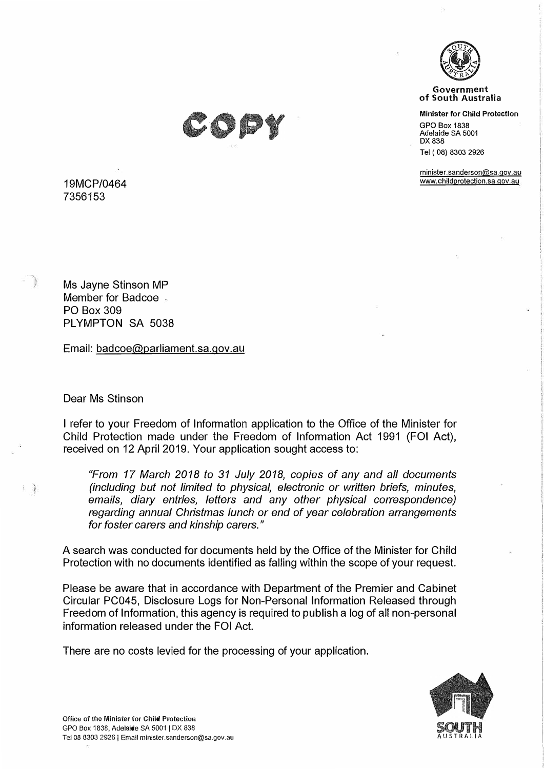COPY

**Government of South Australia**

**Minister for Child Protection**

GPO Box 1838
Adelaide SA 5001
DX 838
Tel ( 08) 8303 2926

minister.sanderson@sa.gov.au
www.childprotection.sa.gov.au

19MCP/0464
7356153

Ms Jayne Stinson MP
Member for Badcoe
PO Box 309
PLYMPTON SA 5038

Email: badcoe@parliament.sa.gov.au

Dear Ms Stinson

I refer to your Freedom of Information application to the Office of the Minister for Child Protection made under the Freedom of Information Act 1991 (FOI Act), received on 12 April 2019. Your application sought access to:

> *"From 17 March 2018 to 31 July 2018, copies of any and all documents (including but not limited to physical, electronic or written briefs, minutes, emails, diary entries, letters and any other physical correspondence) regarding annual Christmas lunch or end of year celebration arrangements for foster carers and kinship carers."*

A search was conducted for documents held by the Office of the Minister for Child Protection with no documents identified as falling within the scope of your request.

Please be aware that in accordance with Department of the Premier and Cabinet Circular PC045, Disclosure Logs for Non-Personal Information Released through Freedom of Information, this agency is required to publish a log of all non-personal information released under the FOI Act.

There are no costs levied for the processing of your application.

Office of the Minister for Child Protection
GPO Box 1838, Adelaide SA 5001 | DX 838
Tel 08 8303 2926 | Email minister.sanderson@sa.gov.au

SOUTH AUSTRALIA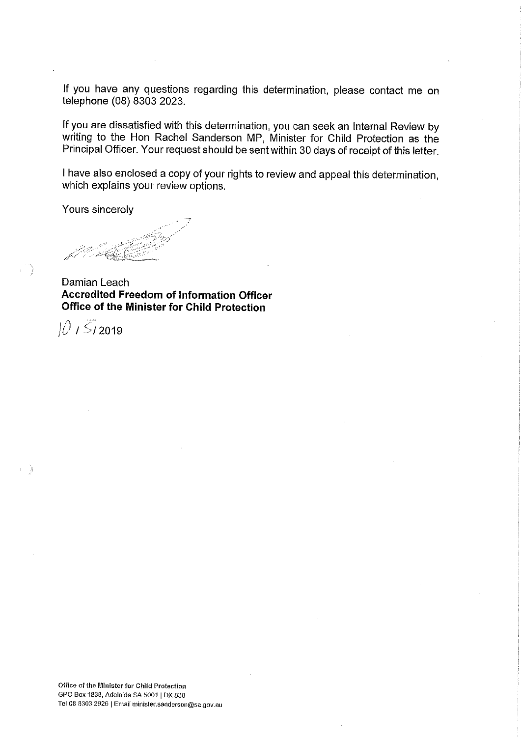If you have any questions regarding this determination, please contact me on telephone (08) 8303 2023.

If you are dissatisfied with this determination, you can seek an Internal Review by writing to the Hon Rachel Sanderson MP, Minister for Child Protection as the Principal Officer. Your request should be sent within 30 days of receipt of this letter.

I have also enclosed a copy of your rights to review and appeal this determination, which explains your review options.

Yours sincerely

Damian Leach
**Accredited Freedom of Information Officer**
**Office of the Minister for Child Protection**

10 / 5 / 2019

**Office of the Minister for Child Protection**
GPO Box 1838, Adelaide SA 5001 | DX 838
Tel 08 8303 2926 | Email minister.sanderson@sa.gov.au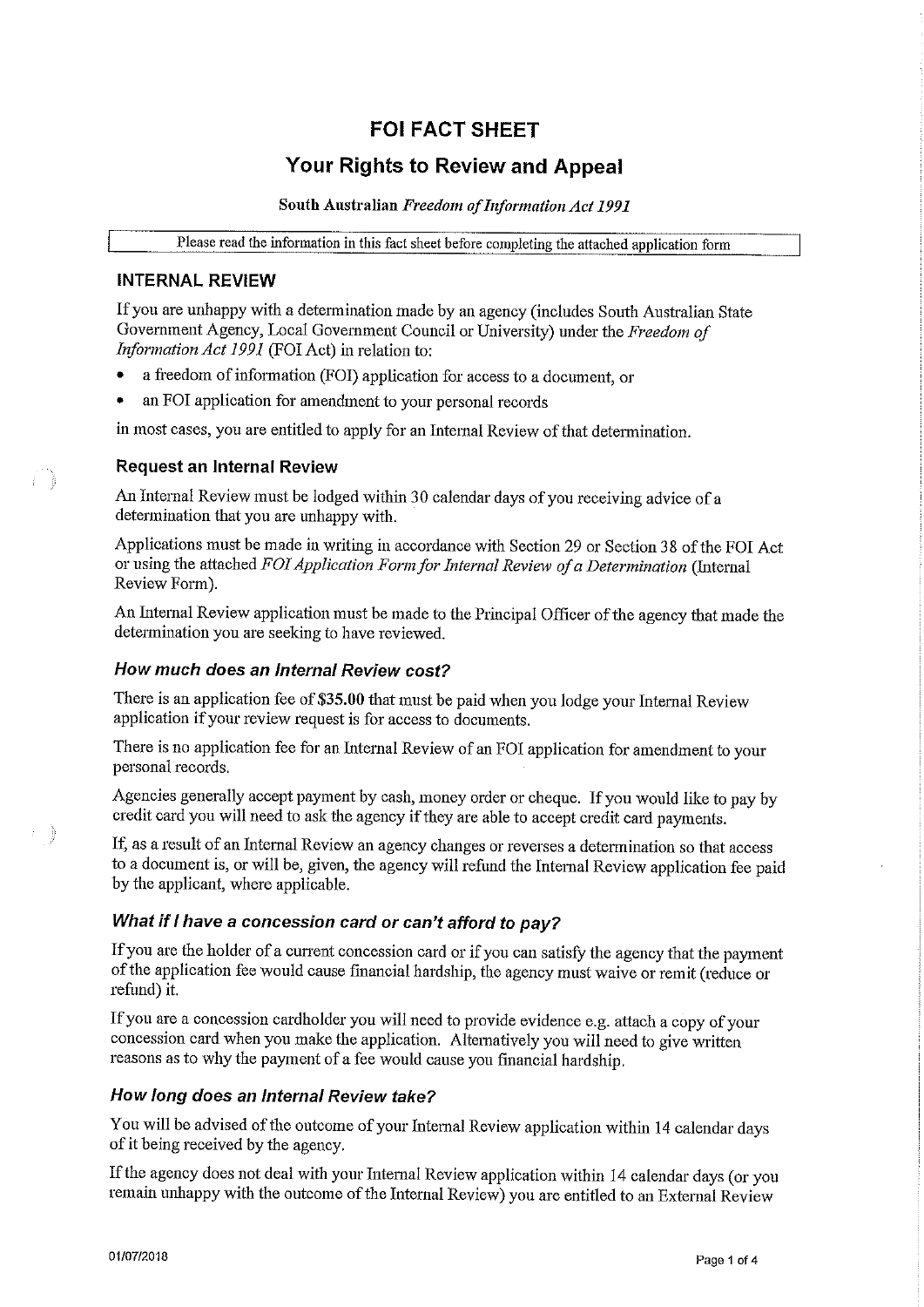# FOI FACT SHEET

## Your Rights to Review and Appeal

**South Australian** ***Freedom of Information Act 1991***

Please read the information in this fact sheet before completing the attached application form

### INTERNAL REVIEW

If you are unhappy with a determination made by an agency (includes South Australian State Government Agency, Local Government Council or University) under the *Freedom of Information Act 1991* (FOI Act) in relation to:

- a freedom of information (FOI) application for access to a document, or
- an FOI application for amendment to your personal records

in most cases, you are entitled to apply for an Internal Review of that determination.

#### Request an Internal Review

An Internal Review must be lodged within 30 calendar days of you receiving advice of a determination that you are unhappy with.

Applications must be made in writing in accordance with Section 29 or Section 38 of the FOI Act or using the attached *FOI Application Form for Internal Review of a Determination* (Internal Review Form).

An Internal Review application must be made to the Principal Officer of the agency that made the determination you are seeking to have reviewed.

#### *How much does an Internal Review cost?*

There is an application fee of **$35.00** that must be paid when you lodge your Internal Review application if your review request is for access to documents.

There is no application fee for an Internal Review of an FOI application for amendment to your personal records.

Agencies generally accept payment by cash, money order or cheque. If you would like to pay by credit card you will need to ask the agency if they are able to accept credit card payments.

If, as a result of an Internal Review an agency changes or reverses a determination so that access to a document is, or will be, given, the agency will refund the Internal Review application fee paid by the applicant, where applicable.

#### *What if I have a concession card or can't afford to pay?*

If you are the holder of a current concession card or if you can satisfy the agency that the payment of the application fee would cause financial hardship, the agency must waive or remit (reduce or refund) it.

If you are a concession cardholder you will need to provide evidence e.g. attach a copy of your concession card when you make the application. Alternatively you will need to give written reasons as to why the payment of a fee would cause you financial hardship.

#### *How long does an Internal Review take?*

You will be advised of the outcome of your Internal Review application within 14 calendar days of it being received by the agency.

If the agency does not deal with your Internal Review application within 14 calendar days (or you remain unhappy with the outcome of the Internal Review) you are entitled to an External Review

01/07/2018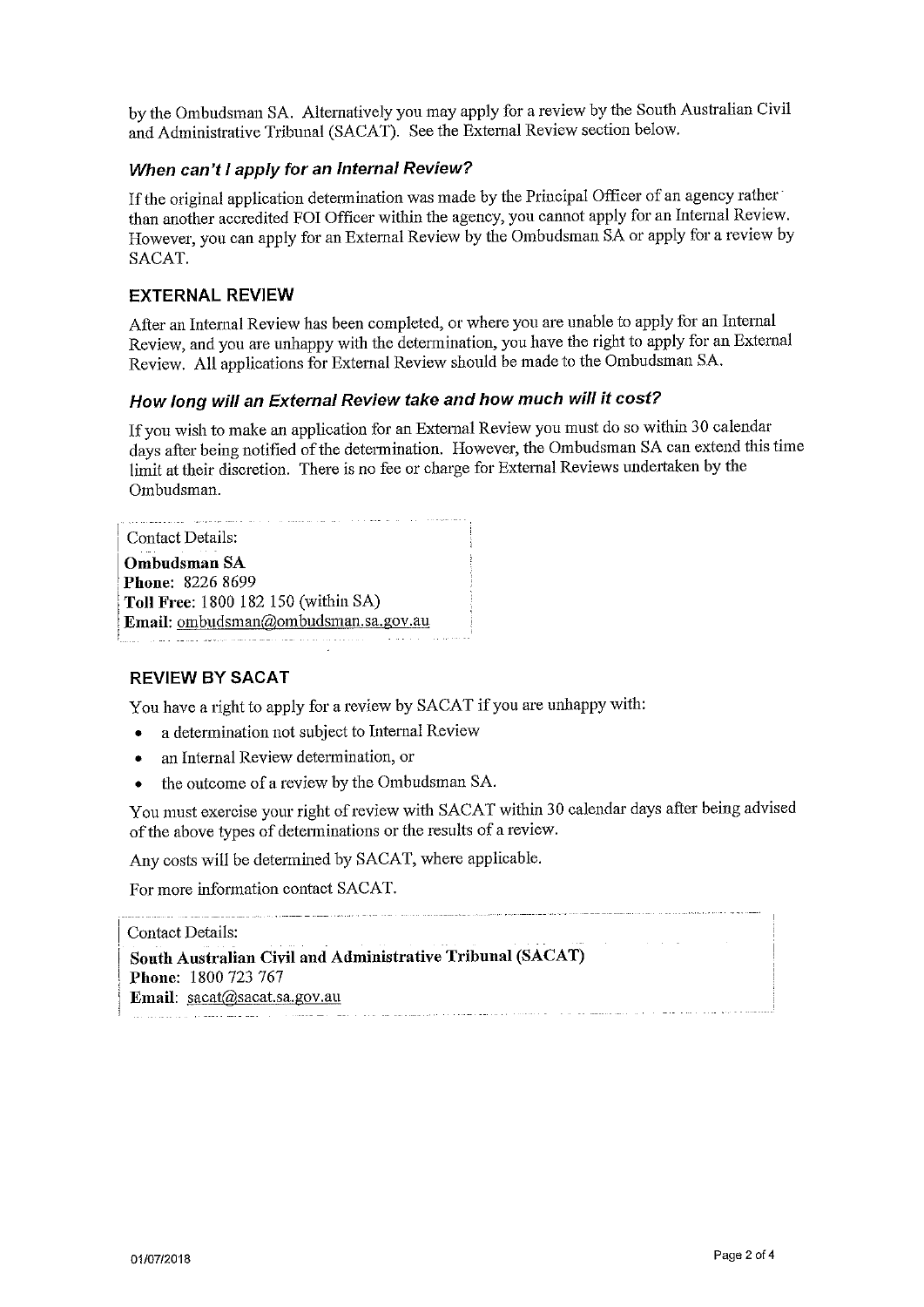by the Ombudsman SA. Alternatively you may apply for a review by the South Australian Civil and Administrative Tribunal (SACAT). See the External Review section below.

### *When can't I apply for an Internal Review?*

If the original application determination was made by the Principal Officer of an agency rather than another accredited FOI Officer within the agency, you cannot apply for an Internal Review. However, you can apply for an External Review by the Ombudsman SA or apply for a review by SACAT.

## EXTERNAL REVIEW

After an Internal Review has been completed, or where you are unable to apply for an Internal Review, and you are unhappy with the determination, you have the right to apply for an External Review. All applications for External Review should be made to the Ombudsman SA.

### *How long will an External Review take and how much will it cost?*

If you wish to make an application for an External Review you must do so within 30 calendar days after being notified of the determination. However, the Ombudsman SA can extend this time limit at their discretion. There is no fee or charge for External Reviews undertaken by the Ombudsman.

Contact Details:

**Ombudsman SA**
**Phone:** 8226 8699
**Toll Free:** 1800 182 150 (within SA)
**Email:** ombudsman@ombudsman.sa.gov.au

## REVIEW BY SACAT

You have a right to apply for a review by SACAT if you are unhappy with:

- a determination not subject to Internal Review
- an Internal Review determination, or
- the outcome of a review by the Ombudsman SA.

You must exercise your right of review with SACAT within 30 calendar days after being advised of the above types of determinations or the results of a review.

Any costs will be determined by SACAT, where applicable.

For more information contact SACAT.

Contact Details:

**South Australian Civil and Administrative Tribunal (SACAT)**
**Phone:** 1800 723 767
**Email:** sacat@sacat.sa.gov.au

01/07/2018